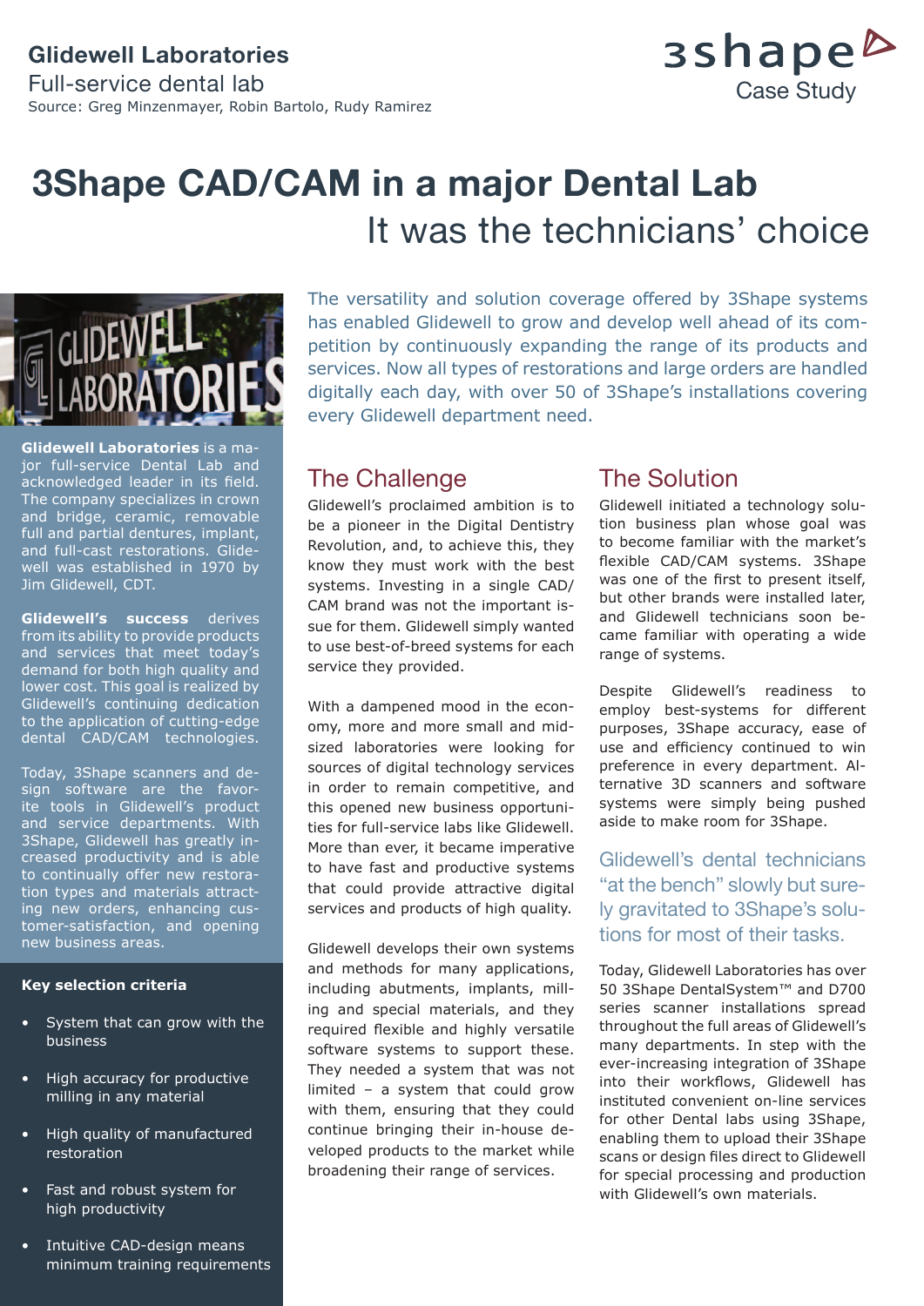**Glidewell Laboratories**
Full-service dental lab
Source: Greg Minzenmayer, Robin Bartolo, Rudy Ramirez

3shape Case Study

# 3Shape CAD/CAM in a major Dental Lab

## It was the technicians' choice

**Glidewell Laboratories** is a major full-service Dental Lab and acknowledged leader in its field. The company specializes in crown and bridge, ceramic, removable full and partial dentures, implant, and full-cast restorations. Glidewell was established in 1970 by Jim Glidewell, CDT.

**Glidewell's success** derives from its ability to provide products and services that meet today's demand for both high quality and lower cost. This goal is realized by Glidewell's continuing dedication to the application of cutting-edge dental CAD/CAM technologies.

Today, 3Shape scanners and design software are the favorite tools in Glidewell's product and service departments. With 3Shape, Glidewell has greatly increased productivity and is able to continually offer new restoration types and materials attracting new orders, enhancing customer-satisfaction, and opening new business areas.

**Key selection criteria**

- System that can grow with the business
- High accuracy for productive milling in any material
- High quality of manufactured restoration
- Fast and robust system for high productivity
- Intuitive CAD-design means minimum training requirements

The versatility and solution coverage offered by 3Shape systems has enabled Glidewell to grow and develop well ahead of its competition by continuously expanding the range of its products and services. Now all types of restorations and large orders are handled digitally each day, with over 50 of 3Shape's installations covering every Glidewell department need.

## The Challenge

Glidewell's proclaimed ambition is to be a pioneer in the Digital Dentistry Revolution, and, to achieve this, they know they must work with the best systems. Investing in a single CAD/CAM brand was not the important issue for them. Glidewell simply wanted to use best-of-breed systems for each service they provided.

With a dampened mood in the economy, more and more small and mid-sized laboratories were looking for sources of digital technology services in order to remain competitive, and this opened new business opportunities for full-service labs like Glidewell. More than ever, it became imperative to have fast and productive systems that could provide attractive digital services and products of high quality.

Glidewell develops their own systems and methods for many applications, including abutments, implants, milling and special materials, and they required flexible and highly versatile software systems to support these. They needed a system that was not limited – a system that could grow with them, ensuring that they could continue bringing their in-house developed products to the market while broadening their range of services.

## The Solution

Glidewell initiated a technology solution business plan whose goal was to become familiar with the market's flexible CAD/CAM systems. 3Shape was one of the first to present itself, but other brands were installed later, and Glidewell technicians soon became familiar with operating a wide range of systems.

Despite Glidewell's readiness to employ best-systems for different purposes, 3Shape accuracy, ease of use and efficiency continued to win preference in every department. Alternative 3D scanners and software systems were simply being pushed aside to make room for 3Shape.

Glidewell's dental technicians "at the bench" slowly but surely gravitated to 3Shape's solutions for most of their tasks.

Today, Glidewell Laboratories has over 50 3Shape DentalSystem™ and D700 series scanner installations spread throughout the full areas of Glidewell's many departments. In step with the ever-increasing integration of 3Shape into their workflows, Glidewell has instituted convenient on-line services for other Dental labs using 3Shape, enabling them to upload their 3Shape scans or design files direct to Glidewell for special processing and production with Glidewell's own materials.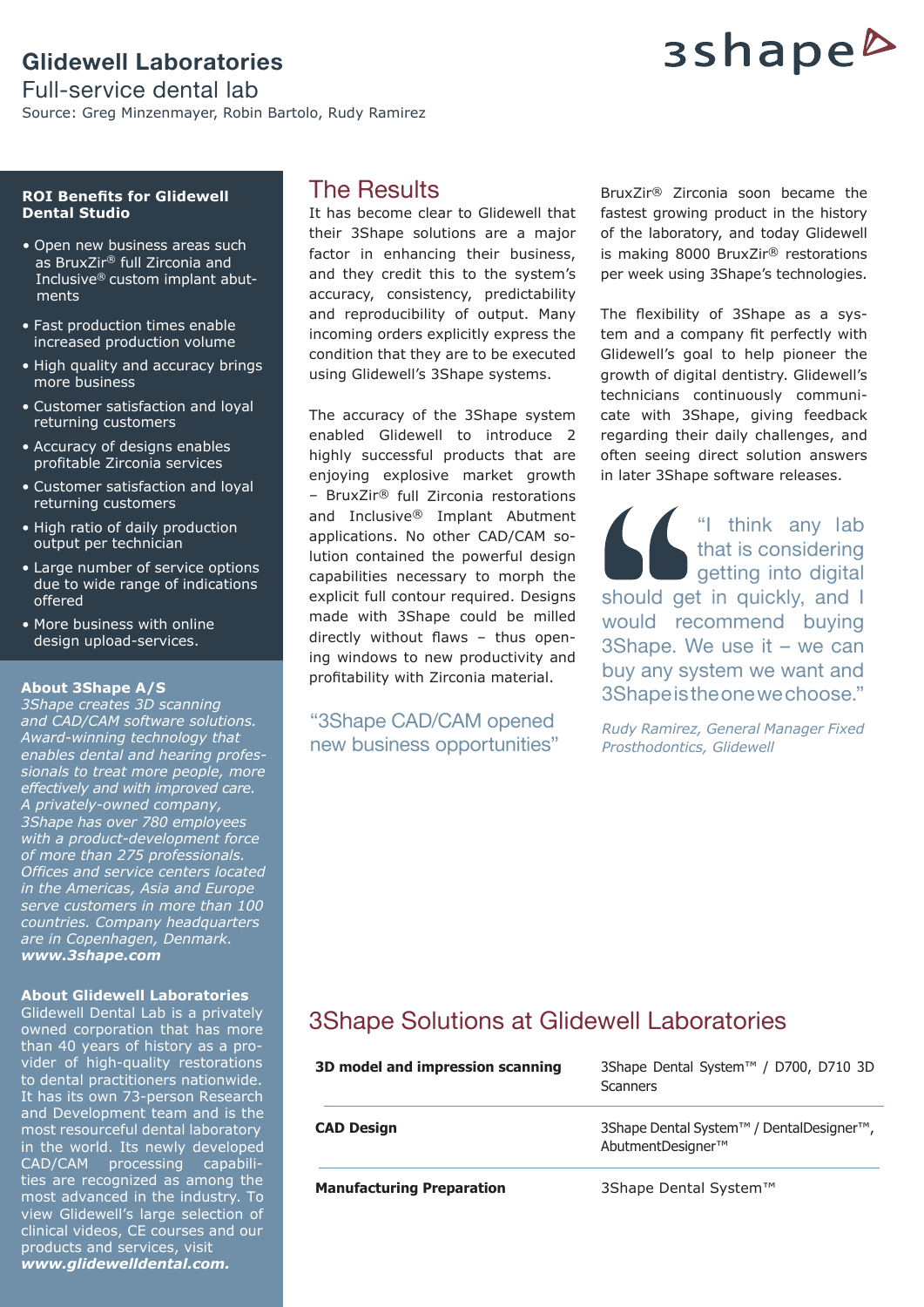# Glidewell Laboratories

Full-service dental lab

Source: Greg Minzenmayer, Robin Bartolo, Rudy Ramirez

**ROI Benefits for Glidewell Dental Studio**

- Open new business areas such as BruxZir® full Zirconia and Inclusive® custom implant abutments
- Fast production times enable increased production volume
- High quality and accuracy brings more business
- Customer satisfaction and loyal returning customers
- Accuracy of designs enables profitable Zirconia services
- Customer satisfaction and loyal returning customers
- High ratio of daily production output per technician
- Large number of service options due to wide range of indications offered
- More business with online design upload-services.

**About 3Shape A/S**

*3Shape creates 3D scanning and CAD/CAM software solutions. Award-winning technology that enables dental and hearing professionals to treat more people, more effectively and with improved care. A privately-owned company, 3Shape has over 780 employees with a product-development force of more than 275 professionals. Offices and service centers located in the Americas, Asia and Europe serve customers in more than 100 countries. Company headquarters are in Copenhagen, Denmark.* ***www.3shape.com***

**About Glidewell Laboratories**

Glidewell Dental Lab is a privately owned corporation that has more than 40 years of history as a provider of high-quality restorations to dental practitioners nationwide. It has its own 73-person Research and Development team and is the most resourceful dental laboratory in the world. Its newly developed CAD/CAM processing capabilities are recognized as among the most advanced in the industry. To view Glidewell's large selection of clinical videos, CE courses and our products and services, visit ***www.glidewelldental.com.***

## The Results

It has become clear to Glidewell that their 3Shape solutions are a major factor in enhancing their business, and they credit this to the system's accuracy, consistency, predictability and reproducibility of output. Many incoming orders explicitly express the condition that they are to be executed using Glidewell's 3Shape systems.

The accuracy of the 3Shape system enabled Glidewell to introduce 2 highly successful products that are enjoying explosive market growth – BruxZir® full Zirconia restorations and Inclusive® Implant Abutment applications. No other CAD/CAM solution contained the powerful design capabilities necessary to morph the explicit full contour required. Designs made with 3Shape could be milled directly without flaws – thus opening windows to new productivity and profitability with Zirconia material.

"3Shape CAD/CAM opened new business opportunities"

BruxZir® Zirconia soon became the fastest growing product in the history of the laboratory, and today Glidewell is making 8000 BruxZir® restorations per week using 3Shape's technologies.

The flexibility of 3Shape as a system and a company fit perfectly with Glidewell's goal to help pioneer the growth of digital dentistry. Glidewell's technicians continuously communicate with 3Shape, giving feedback regarding their daily challenges, and often seeing direct solution answers in later 3Shape software releases.

"I think any lab that is considering getting into digital should get in quickly, and I would recommend buying 3Shape. We use it – we can buy any system we want and 3Shape is the one we choose."

*Rudy Ramirez, General Manager Fixed Prosthodontics, Glidewell*

## 3Shape Solutions at Glidewell Laboratories

| | |
|---|---|
| **3D model and impression scanning** | 3Shape Dental System™ / D700, D710 3D Scanners |
| **CAD Design** | 3Shape Dental System™ / DentalDesigner™, AbutmentDesigner™ |
| **Manufacturing Preparation** | 3Shape Dental System™ |